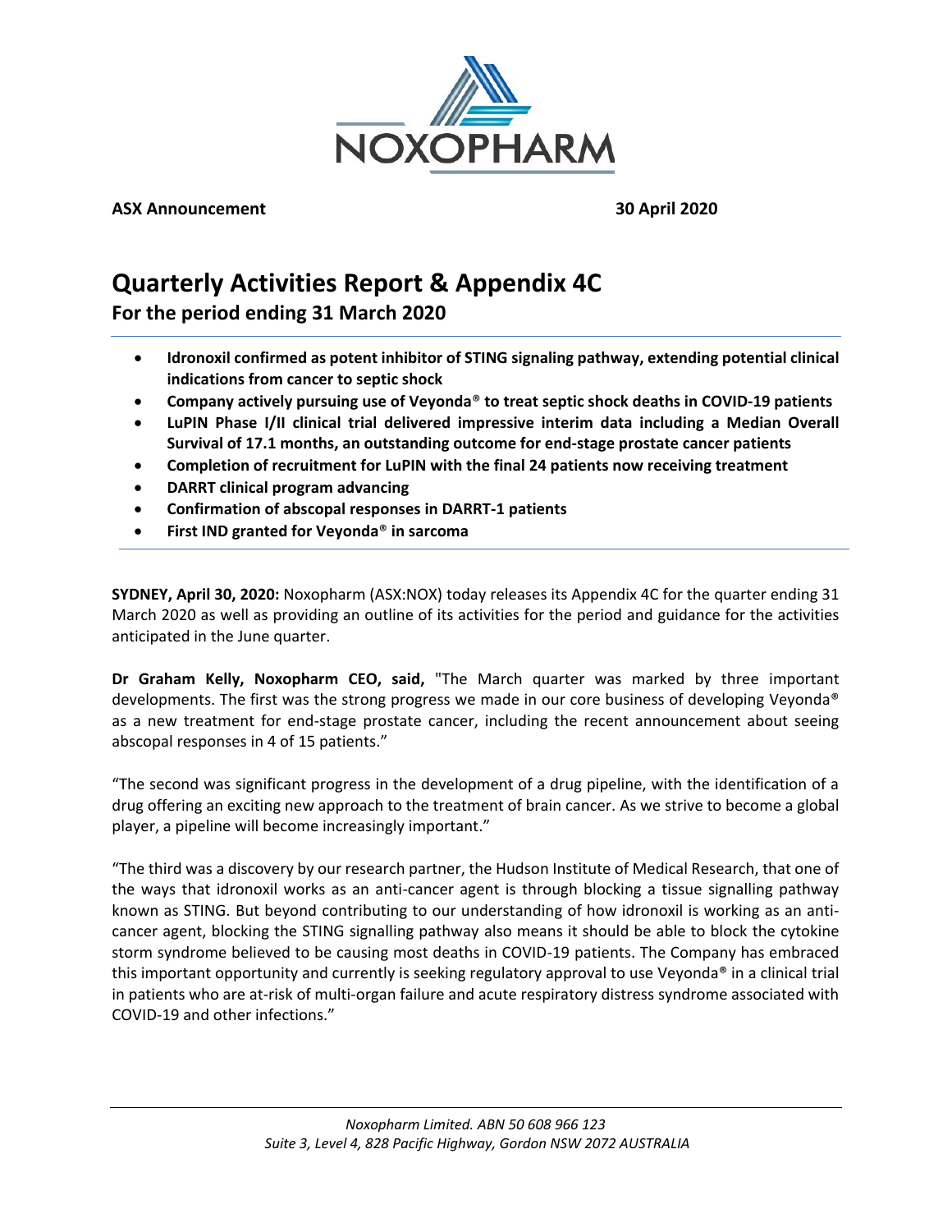NOXOPHARM

**ASX Announcement** **30 April 2020**

# Quarterly Activities Report & Appendix 4C

## For the period ending 31 March 2020

- **Idronoxil confirmed as potent inhibitor of STING signaling pathway, extending potential clinical indications from cancer to septic shock**
- **Company actively pursuing use of Veyonda® to treat septic shock deaths in COVID-19 patients**
- **LuPIN Phase I/II clinical trial delivered impressive interim data including a Median Overall Survival of 17.1 months, an outstanding outcome for end-stage prostate cancer patients**
- **Completion of recruitment for LuPIN with the final 24 patients now receiving treatment**
- **DARRT clinical program advancing**
- **Confirmation of abscopal responses in DARRT-1 patients**
- **First IND granted for Veyonda® in sarcoma**

**SYDNEY, April 30, 2020:** Noxopharm (ASX:NOX) today releases its Appendix 4C for the quarter ending 31 March 2020 as well as providing an outline of its activities for the period and guidance for the activities anticipated in the June quarter.

**Dr Graham Kelly, Noxopharm CEO, said,** "The March quarter was marked by three important developments. The first was the strong progress we made in our core business of developing Veyonda® as a new treatment for end-stage prostate cancer, including the recent announcement about seeing abscopal responses in 4 of 15 patients."

"The second was significant progress in the development of a drug pipeline, with the identification of a drug offering an exciting new approach to the treatment of brain cancer. As we strive to become a global player, a pipeline will become increasingly important."

"The third was a discovery by our research partner, the Hudson Institute of Medical Research, that one of the ways that idronoxil works as an anti-cancer agent is through blocking a tissue signalling pathway known as STING. But beyond contributing to our understanding of how idronoxil is working as an anti-cancer agent, blocking the STING signalling pathway also means it should be able to block the cytokine storm syndrome believed to be causing most deaths in COVID-19 patients. The Company has embraced this important opportunity and currently is seeking regulatory approval to use Veyonda® in a clinical trial in patients who are at-risk of multi-organ failure and acute respiratory distress syndrome associated with COVID-19 and other infections."

*Noxopharm Limited. ABN 50 608 966 123*
*Suite 3, Level 4, 828 Pacific Highway, Gordon NSW 2072 AUSTRALIA*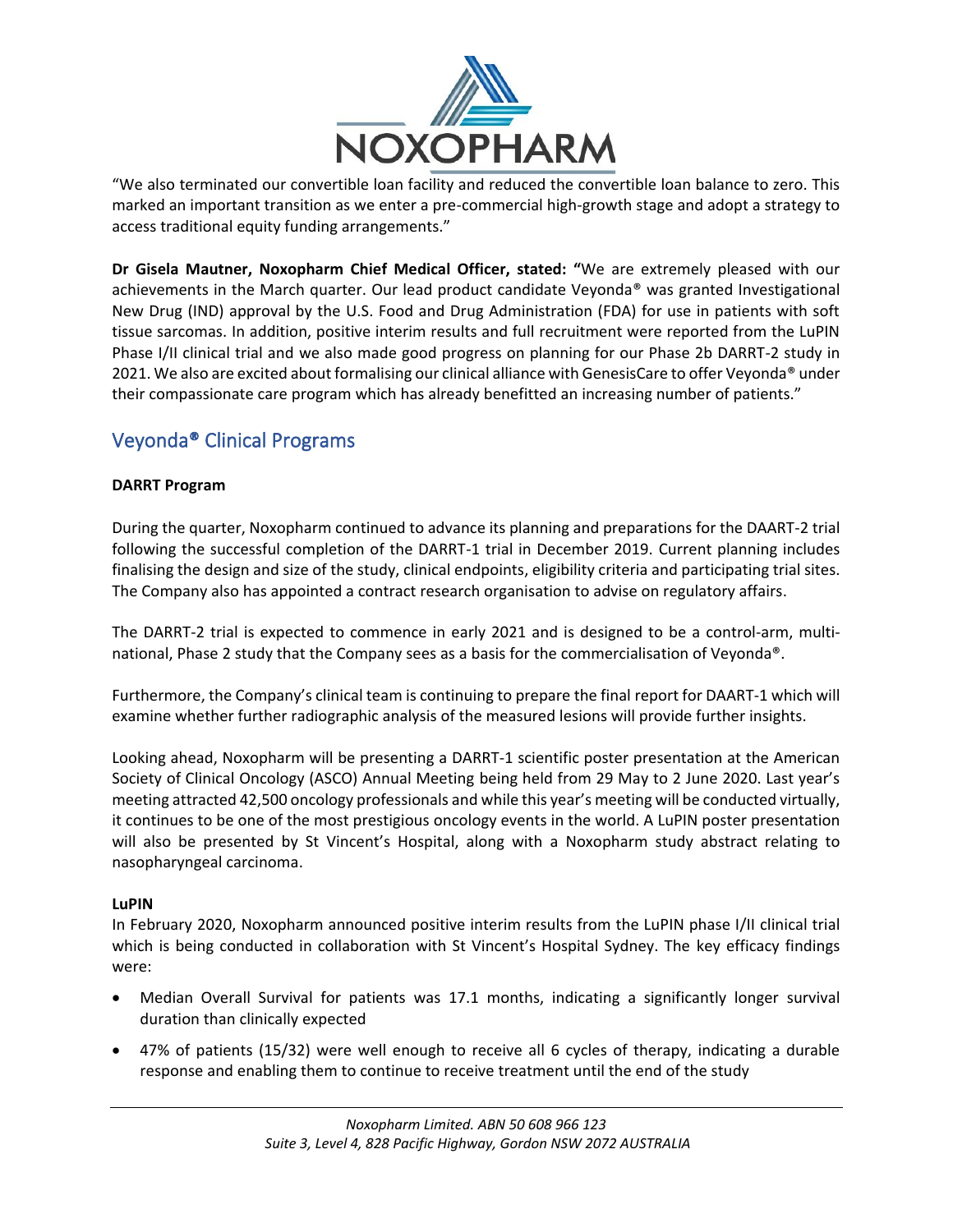"We also terminated our convertible loan facility and reduced the convertible loan balance to zero. This marked an important transition as we enter a pre-commercial high-growth stage and adopt a strategy to access traditional equity funding arrangements."

**Dr Gisela Mautner, Noxopharm Chief Medical Officer, stated: "**We are extremely pleased with our achievements in the March quarter. Our lead product candidate Veyonda® was granted Investigational New Drug (IND) approval by the U.S. Food and Drug Administration (FDA) for use in patients with soft tissue sarcomas. In addition, positive interim results and full recruitment were reported from the LuPIN Phase I/II clinical trial and we also made good progress on planning for our Phase 2b DARRT-2 study in 2021. We also are excited about formalising our clinical alliance with GenesisCare to offer Veyonda® under their compassionate care program which has already benefitted an increasing number of patients."

## Veyonda® Clinical Programs

**DARRT Program**

During the quarter, Noxopharm continued to advance its planning and preparations for the DAART-2 trial following the successful completion of the DARRT-1 trial in December 2019. Current planning includes finalising the design and size of the study, clinical endpoints, eligibility criteria and participating trial sites. The Company also has appointed a contract research organisation to advise on regulatory affairs.

The DARRT-2 trial is expected to commence in early 2021 and is designed to be a control-arm, multi-national, Phase 2 study that the Company sees as a basis for the commercialisation of Veyonda®.

Furthermore, the Company's clinical team is continuing to prepare the final report for DAART-1 which will examine whether further radiographic analysis of the measured lesions will provide further insights.

Looking ahead, Noxopharm will be presenting a DARRT-1 scientific poster presentation at the American Society of Clinical Oncology (ASCO) Annual Meeting being held from 29 May to 2 June 2020. Last year's meeting attracted 42,500 oncology professionals and while this year's meeting will be conducted virtually, it continues to be one of the most prestigious oncology events in the world. A LuPIN poster presentation will also be presented by St Vincent's Hospital, along with a Noxopharm study abstract relating to nasopharyngeal carcinoma.

**LuPIN**

In February 2020, Noxopharm announced positive interim results from the LuPIN phase I/II clinical trial which is being conducted in collaboration with St Vincent's Hospital Sydney. The key efficacy findings were:

- Median Overall Survival for patients was 17.1 months, indicating a significantly longer survival duration than clinically expected
- 47% of patients (15/32) were well enough to receive all 6 cycles of therapy, indicating a durable response and enabling them to continue to receive treatment until the end of the study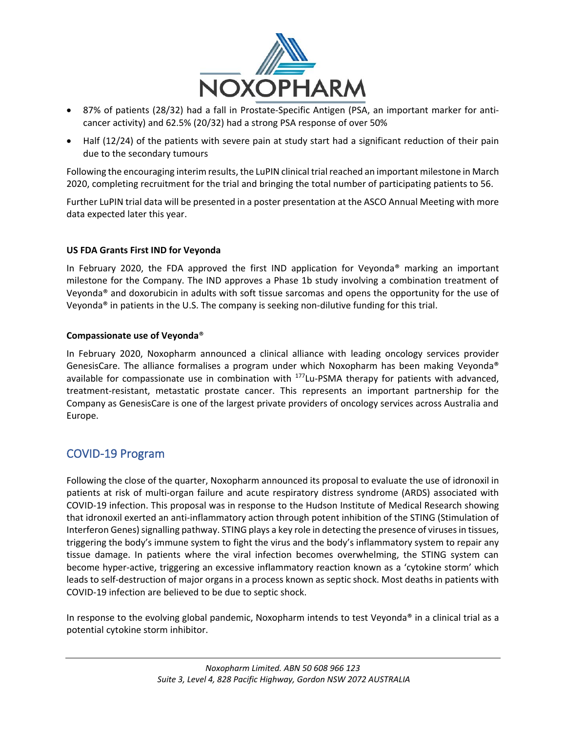- 87% of patients (28/32) had a fall in Prostate-Specific Antigen (PSA, an important marker for anti-cancer activity) and 62.5% (20/32) had a strong PSA response of over 50%
- Half (12/24) of the patients with severe pain at study start had a significant reduction of their pain due to the secondary tumours

Following the encouraging interim results, the LuPIN clinical trial reached an important milestone in March 2020, completing recruitment for the trial and bringing the total number of participating patients to 56.

Further LuPIN trial data will be presented in a poster presentation at the ASCO Annual Meeting with more data expected later this year.

**US FDA Grants First IND for Veyonda**

In February 2020, the FDA approved the first IND application for Veyonda® marking an important milestone for the Company. The IND approves a Phase 1b study involving a combination treatment of Veyonda® and doxorubicin in adults with soft tissue sarcomas and opens the opportunity for the use of Veyonda® in patients in the U.S. The company is seeking non-dilutive funding for this trial.

**Compassionate use of Veyonda®**

In February 2020, Noxopharm announced a clinical alliance with leading oncology services provider GenesisCare. The alliance formalises a program under which Noxopharm has been making Veyonda® available for compassionate use in combination with $^{177}$Lu-PSMA therapy for patients with advanced, treatment-resistant, metastatic prostate cancer. This represents an important partnership for the Company as GenesisCare is one of the largest private providers of oncology services across Australia and Europe.

## COVID-19 Program

Following the close of the quarter, Noxopharm announced its proposal to evaluate the use of idronoxil in patients at risk of multi-organ failure and acute respiratory distress syndrome (ARDS) associated with COVID-19 infection. This proposal was in response to the Hudson Institute of Medical Research showing that idronoxil exerted an anti-inflammatory action through potent inhibition of the STING (Stimulation of Interferon Genes) signalling pathway. STING plays a key role in detecting the presence of viruses in tissues, triggering the body's immune system to fight the virus and the body's inflammatory system to repair any tissue damage. In patients where the viral infection becomes overwhelming, the STING system can become hyper-active, triggering an excessive inflammatory reaction known as a 'cytokine storm' which leads to self-destruction of major organs in a process known as septic shock. Most deaths in patients with COVID-19 infection are believed to be due to septic shock.

In response to the evolving global pandemic, Noxopharm intends to test Veyonda® in a clinical trial as a potential cytokine storm inhibitor.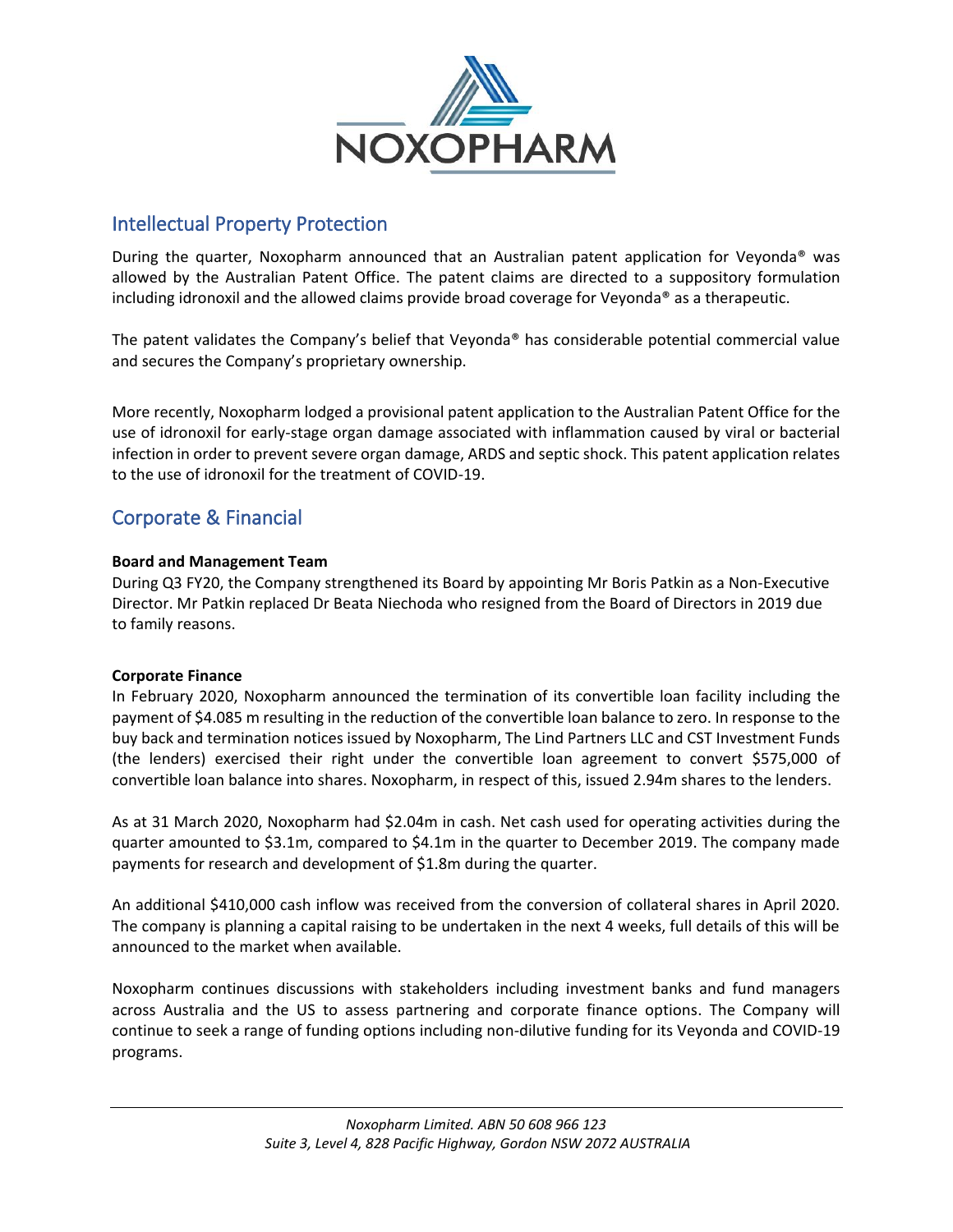## Intellectual Property Protection

During the quarter, Noxopharm announced that an Australian patent application for Veyonda® was allowed by the Australian Patent Office. The patent claims are directed to a suppository formulation including idronoxil and the allowed claims provide broad coverage for Veyonda® as a therapeutic.

The patent validates the Company's belief that Veyonda® has considerable potential commercial value and secures the Company's proprietary ownership.

More recently, Noxopharm lodged a provisional patent application to the Australian Patent Office for the use of idronoxil for early-stage organ damage associated with inflammation caused by viral or bacterial infection in order to prevent severe organ damage, ARDS and septic shock. This patent application relates to the use of idronoxil for the treatment of COVID-19.

## Corporate & Financial

**Board and Management Team**

During Q3 FY20, the Company strengthened its Board by appointing Mr Boris Patkin as a Non-Executive Director. Mr Patkin replaced Dr Beata Niechoda who resigned from the Board of Directors in 2019 due to family reasons.

**Corporate Finance**

In February 2020, Noxopharm announced the termination of its convertible loan facility including the payment of $4.085 m resulting in the reduction of the convertible loan balance to zero. In response to the buy back and termination notices issued by Noxopharm, The Lind Partners LLC and CST Investment Funds (the lenders) exercised their right under the convertible loan agreement to convert $575,000 of convertible loan balance into shares. Noxopharm, in respect of this, issued 2.94m shares to the lenders.

As at 31 March 2020, Noxopharm had $2.04m in cash. Net cash used for operating activities during the quarter amounted to $3.1m, compared to $4.1m in the quarter to December 2019. The company made payments for research and development of $1.8m during the quarter.

An additional $410,000 cash inflow was received from the conversion of collateral shares in April 2020. The company is planning a capital raising to be undertaken in the next 4 weeks, full details of this will be announced to the market when available.

Noxopharm continues discussions with stakeholders including investment banks and fund managers across Australia and the US to assess partnering and corporate finance options. The Company will continue to seek a range of funding options including non-dilutive funding for its Veyonda and COVID-19 programs.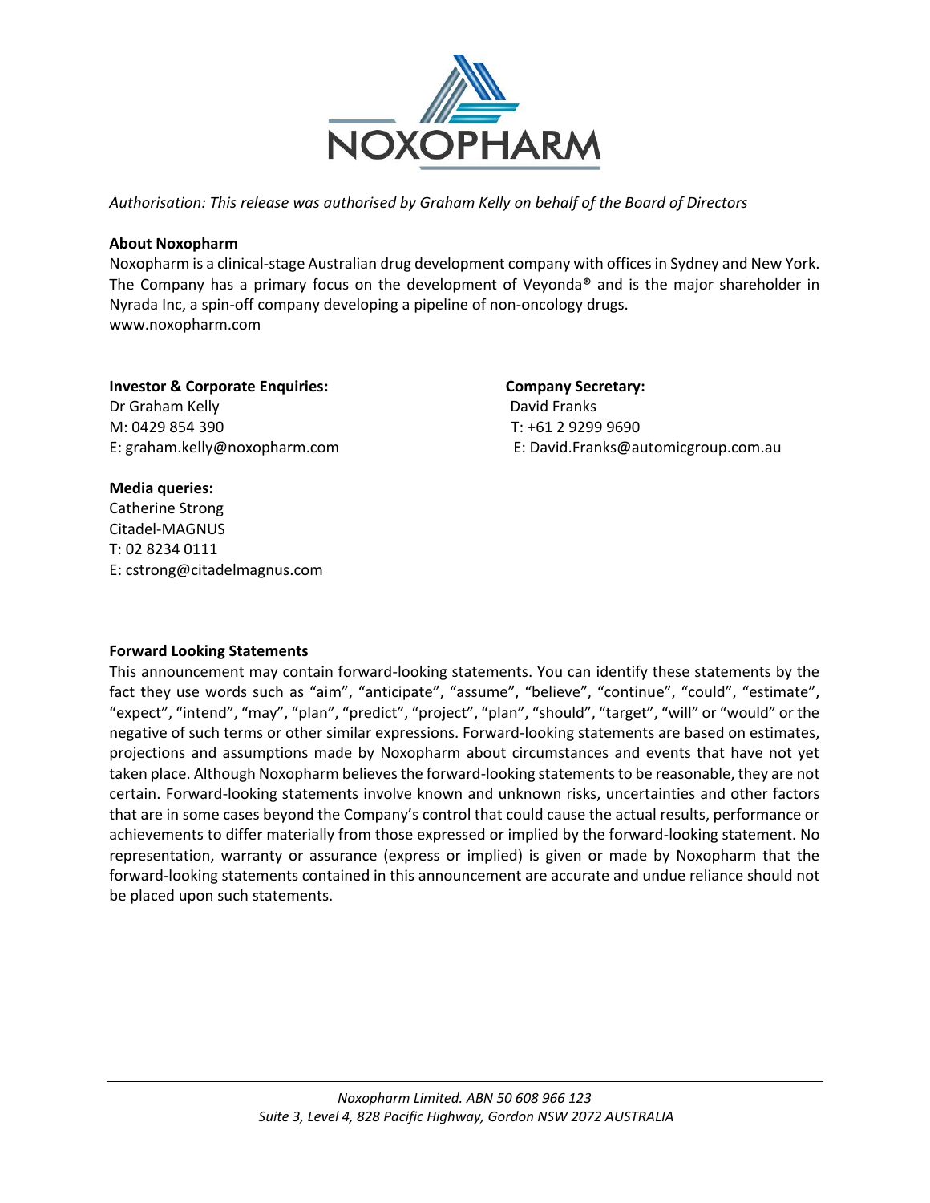*Authorisation: This release was authorised by Graham Kelly on behalf of the Board of Directors*

**About Noxopharm**

Noxopharm is a clinical-stage Australian drug development company with offices in Sydney and New York. The Company has a primary focus on the development of Veyonda® and is the major shareholder in Nyrada Inc, a spin-off company developing a pipeline of non-oncology drugs.
www.noxopharm.com

**Investor & Corporate Enquiries:**
Dr Graham Kelly
M: 0429 854 390
E: graham.kelly@noxopharm.com

**Company Secretary:**
David Franks
T: +61 2 9299 9690
E: David.Franks@automicgroup.com.au

**Media queries:**
Catherine Strong
Citadel-MAGNUS
T: 02 8234 0111
E: cstrong@citadelmagnus.com

**Forward Looking Statements**

This announcement may contain forward-looking statements. You can identify these statements by the fact they use words such as "aim", "anticipate", "assume", "believe", "continue", "could", "estimate", "expect", "intend", "may", "plan", "predict", "project", "plan", "should", "target", "will" or "would" or the negative of such terms or other similar expressions. Forward-looking statements are based on estimates, projections and assumptions made by Noxopharm about circumstances and events that have not yet taken place. Although Noxopharm believes the forward-looking statements to be reasonable, they are not certain. Forward-looking statements involve known and unknown risks, uncertainties and other factors that are in some cases beyond the Company's control that could cause the actual results, performance or achievements to differ materially from those expressed or implied by the forward-looking statement. No representation, warranty or assurance (express or implied) is given or made by Noxopharm that the forward-looking statements contained in this announcement are accurate and undue reliance should not be placed upon such statements.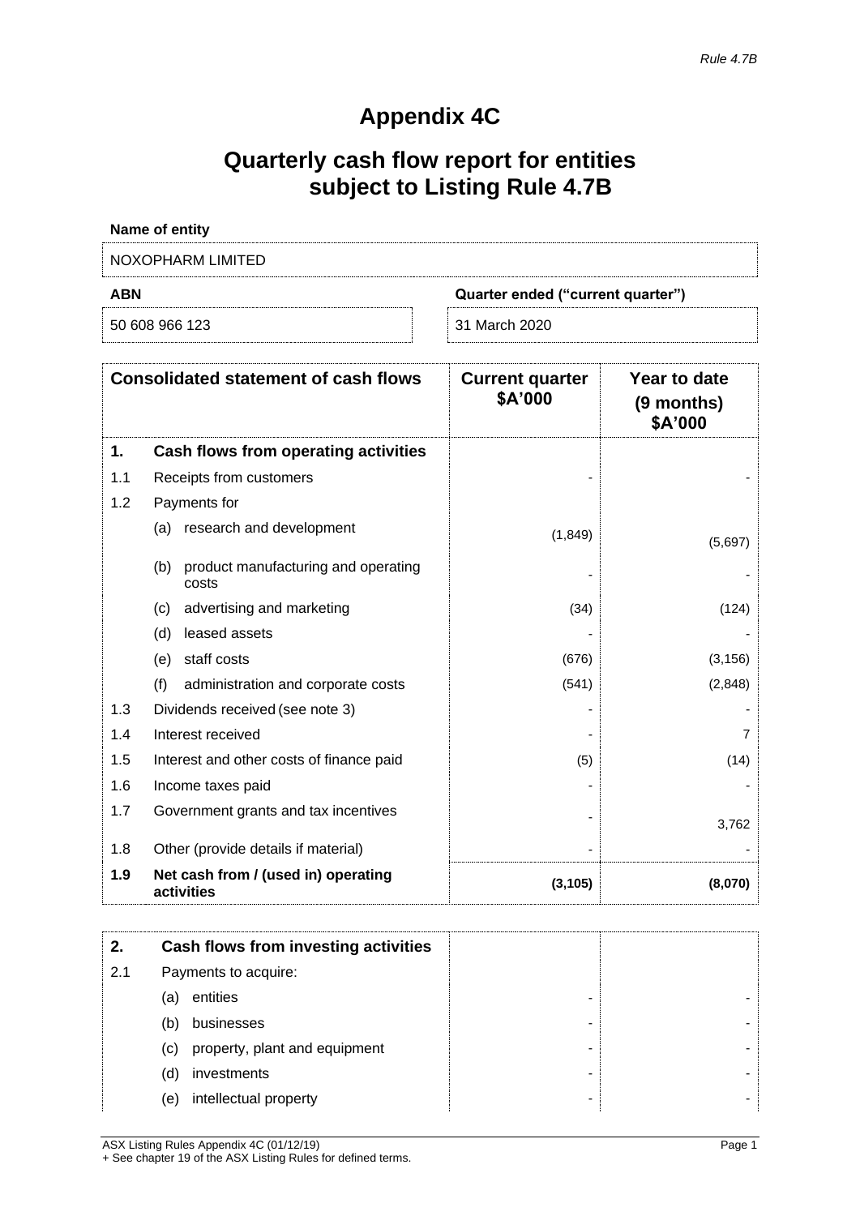# Appendix 4C

# Quarterly cash flow report for entities subject to Listing Rule 4.7B

**Name of entity**

NOXOPHARM LIMITED

| ABN | Quarter ended ("current quarter") |
|---|---|
| 50 608 966 123 | 31 March 2020 |

| | Consolidated statement of cash flows | Current quarter \$A'000 | Year to date (9 months) \$A'000 |
|---|---|---|---|
| **1.** | **Cash flows from operating activities** | | |
| 1.1 | Receipts from customers | - | - |
| 1.2 | Payments for | | |
| | (a) research and development | (1,849) | (5,697) |
| | (b) product manufacturing and operating costs | - | - |
| | (c) advertising and marketing | (34) | (124) |
| | (d) leased assets | - | - |
| | (e) staff costs | (676) | (3,156) |
| | (f) administration and corporate costs | (541) | (2,848) |
| 1.3 | Dividends received (see note 3) | - | - |
| 1.4 | Interest received | - | 7 |
| 1.5 | Interest and other costs of finance paid | (5) | (14) |
| 1.6 | Income taxes paid | - | - |
| 1.7 | Government grants and tax incentives | - | 3,762 |
| 1.8 | Other (provide details if material) | - | - |
| **1.9** | **Net cash from / (used in) operating activities** | **(3,105)** | **(8,070)** |

| | | | |
|---|---|---|---|
| **2.** | **Cash flows from investing activities** | | |
| 2.1 | Payments to acquire: | | |
| | (a) entities | - | - |
| | (b) businesses | - | - |
| | (c) property, plant and equipment | - | - |
| | (d) investments | - | - |
| | (e) intellectual property | - | - |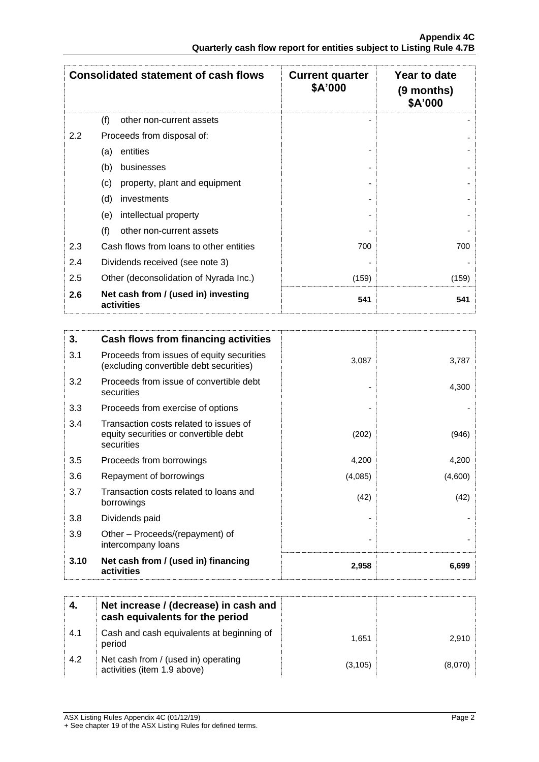| Consolidated statement of cash flows | | Current quarter $A'000 | Year to date (9 months) $A'000 |
|---|---|---|---|
| | (f) other non-current assets | - | - |
| 2.2 | Proceeds from disposal of: | | - |
| | (a) entities | - | - |
| | (b) businesses | - | - |
| | (c) property, plant and equipment | - | - |
| | (d) investments | - | - |
| | (e) intellectual property | - | - |
| | (f) other non-current assets | - | - |
| 2.3 | Cash flows from loans to other entities | 700 | 700 |
| 2.4 | Dividends received (see note 3) | - | - |
| 2.5 | Other (deconsolidation of Nyrada Inc.) | (159) | (159) |
| **2.6** | **Net cash from / (used in) investing activities** | **541** | **541** |

| | | | |
|---|---|---|---|
| **3.** | **Cash flows from financing activities** | | |
| 3.1 | Proceeds from issues of equity securities (excluding convertible debt securities) | 3,087 | 3,787 |
| 3.2 | Proceeds from issue of convertible debt securities | - | 4,300 |
| 3.3 | Proceeds from exercise of options | - | - |
| 3.4 | Transaction costs related to issues of equity securities or convertible debt securities | (202) | (946) |
| 3.5 | Proceeds from borrowings | 4,200 | 4,200 |
| 3.6 | Repayment of borrowings | (4,085) | (4,600) |
| 3.7 | Transaction costs related to loans and borrowings | (42) | (42) |
| 3.8 | Dividends paid | - | - |
| 3.9 | Other – Proceeds/(repayment) of intercompany loans | - | - |
| **3.10** | **Net cash from / (used in) financing activities** | **2,958** | **6,699** |

| | | | |
|---|---|---|---|
| **4.** | **Net increase / (decrease) in cash and cash equivalents for the period** | | |
| 4.1 | Cash and cash equivalents at beginning of period | 1,651 | 2,910 |
| 4.2 | Net cash from / (used in) operating activities (item 1.9 above) | (3,105) | (8,070) |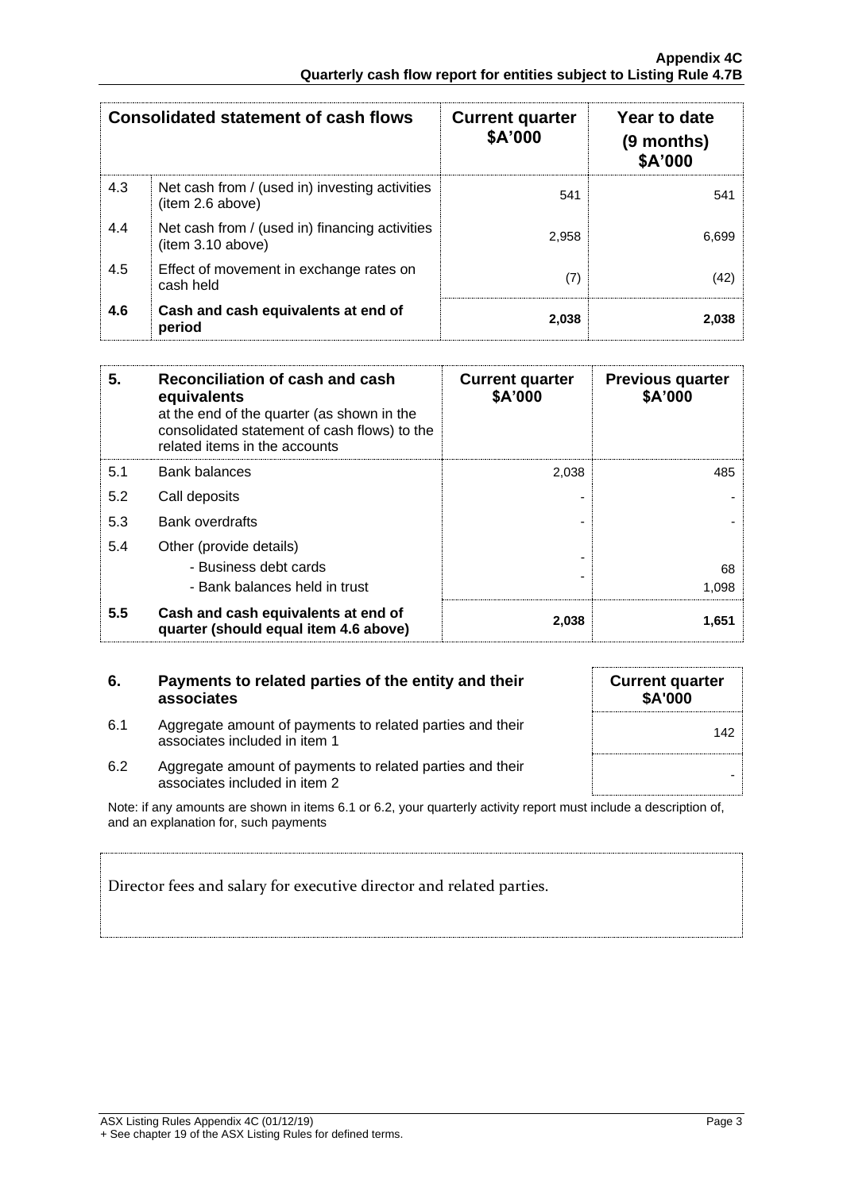| Consolidated statement of cash flows | | Current quarter $A'000 | Year to date (9 months) $A'000 |
|---|---|---|---|
| 4.3 | Net cash from / (used in) investing activities (item 2.6 above) | 541 | 541 |
| 4.4 | Net cash from / (used in) financing activities (item 3.10 above) | 2,958 | 6,699 |
| 4.5 | Effect of movement in exchange rates on cash held | (7) | (42) |
| **4.6** | **Cash and cash equivalents at end of period** | **2,038** | **2,038** |

| **5.** | **Reconciliation of cash and cash equivalents** at the end of the quarter (as shown in the consolidated statement of cash flows) to the related items in the accounts | **Current quarter $A'000** | **Previous quarter $A'000** |
|---|---|---|---|
| 5.1 | Bank balances | 2,038 | 485 |
| 5.2 | Call deposits | - | - |
| 5.3 | Bank overdrafts | - | - |
| 5.4 | Other (provide details) | | |
| | - Business debt cards | - | 68 |
| | - Bank balances held in trust | - | 1,098 |
| **5.5** | **Cash and cash equivalents at end of quarter (should equal item 4.6 above)** | **2,038** | **1,651** |

| **6.** | **Payments to related parties of the entity and their associates** | **Current quarter $A'000** |
|---|---|---|
| 6.1 | Aggregate amount of payments to related parties and their associates included in item 1 | 142 |
| 6.2 | Aggregate amount of payments to related parties and their associates included in item 2 | - |

Note: if any amounts are shown in items 6.1 or 6.2, your quarterly activity report must include a description of, and an explanation for, such payments

Director fees and salary for executive director and related parties.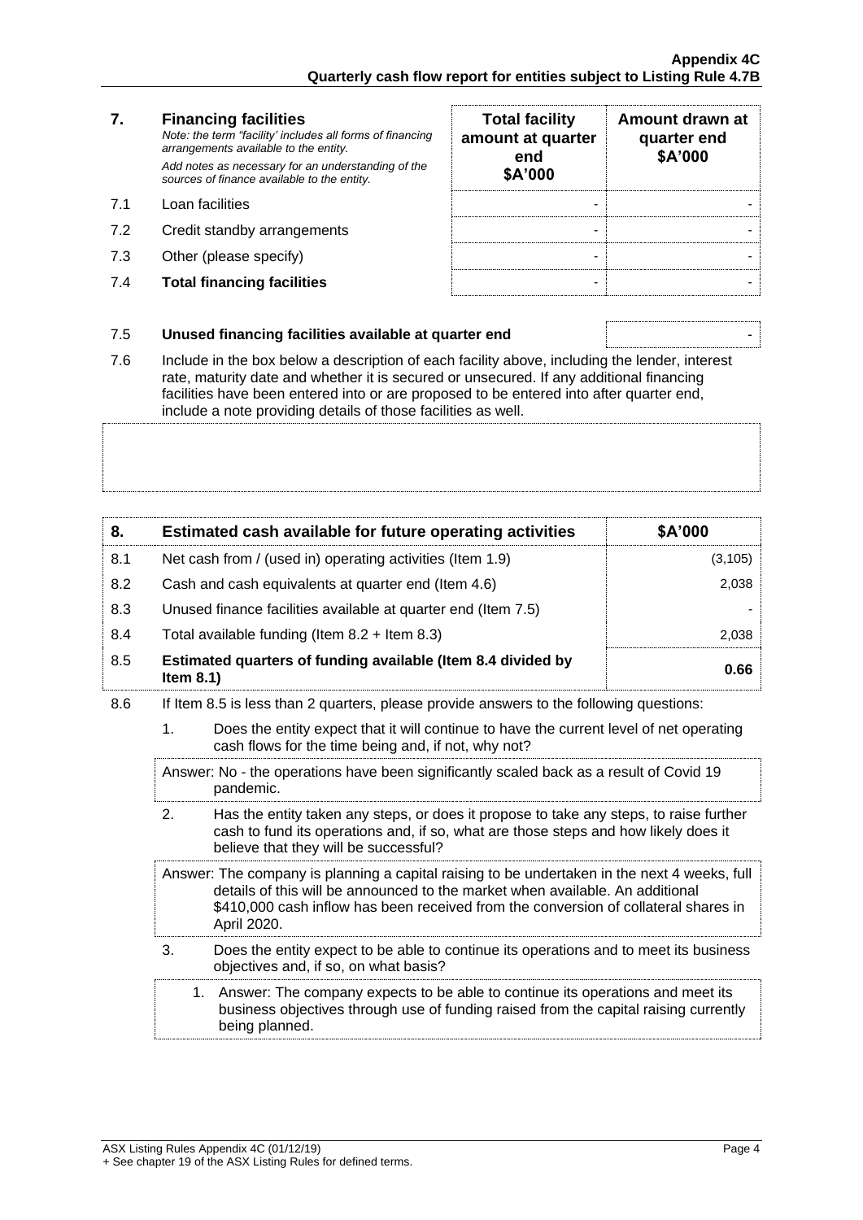| 7. | **Financing facilities**<br>*Note: the term "facility' includes all forms of financing arrangements available to the entity.*<br>*Add notes as necessary for an understanding of the sources of finance available to the entity.* | **Total facility amount at quarter end**<br>**$A'000** | **Amount drawn at quarter end**<br>**$A'000** |
|---|---|---|---|
| 7.1 | Loan facilities | - | - |
| 7.2 | Credit standby arrangements | - | - |
| 7.3 | Other (please specify) | - | - |
| 7.4 | **Total financing facilities** | - | - |

| | | |
|---|---|---|
| 7.5 | **Unused financing facilities available at quarter end** | - |

7.6 Include in the box below a description of each facility above, including the lender, interest rate, maturity date and whether it is secured or unsecured. If any additional financing facilities have been entered into or are proposed to be entered into after quarter end, include a note providing details of those facilities as well.

| 8. | **Estimated cash available for future operating activities** | **$A'000** |
|---|---|---|
| 8.1 | Net cash from / (used in) operating activities (Item 1.9) | (3,105) |
| 8.2 | Cash and cash equivalents at quarter end (Item 4.6) | 2,038 |
| 8.3 | Unused finance facilities available at quarter end (Item 7.5) | - |
| 8.4 | Total available funding (Item 8.2 + Item 8.3) | 2,038 |
| 8.5 | **Estimated quarters of funding available (Item 8.4 divided by Item 8.1)** | **0.66** |

8.6 If Item 8.5 is less than 2 quarters, please provide answers to the following questions:

1. Does the entity expect that it will continue to have the current level of net operating cash flows for the time being and, if not, why not?

Answer: No - the operations have been significantly scaled back as a result of Covid 19 pandemic.

2. Has the entity taken any steps, or does it propose to take any steps, to raise further cash to fund its operations and, if so, what are those steps and how likely does it believe that they will be successful?

Answer: The company is planning a capital raising to be undertaken in the next 4 weeks, full details of this will be announced to the market when available. An additional $410,000 cash inflow has been received from the conversion of collateral shares in April 2020.

3. Does the entity expect to be able to continue its operations and to meet its business objectives and, if so, on what basis?

1. Answer: The company expects to be able to continue its operations and meet its business objectives through use of funding raised from the capital raising currently being planned.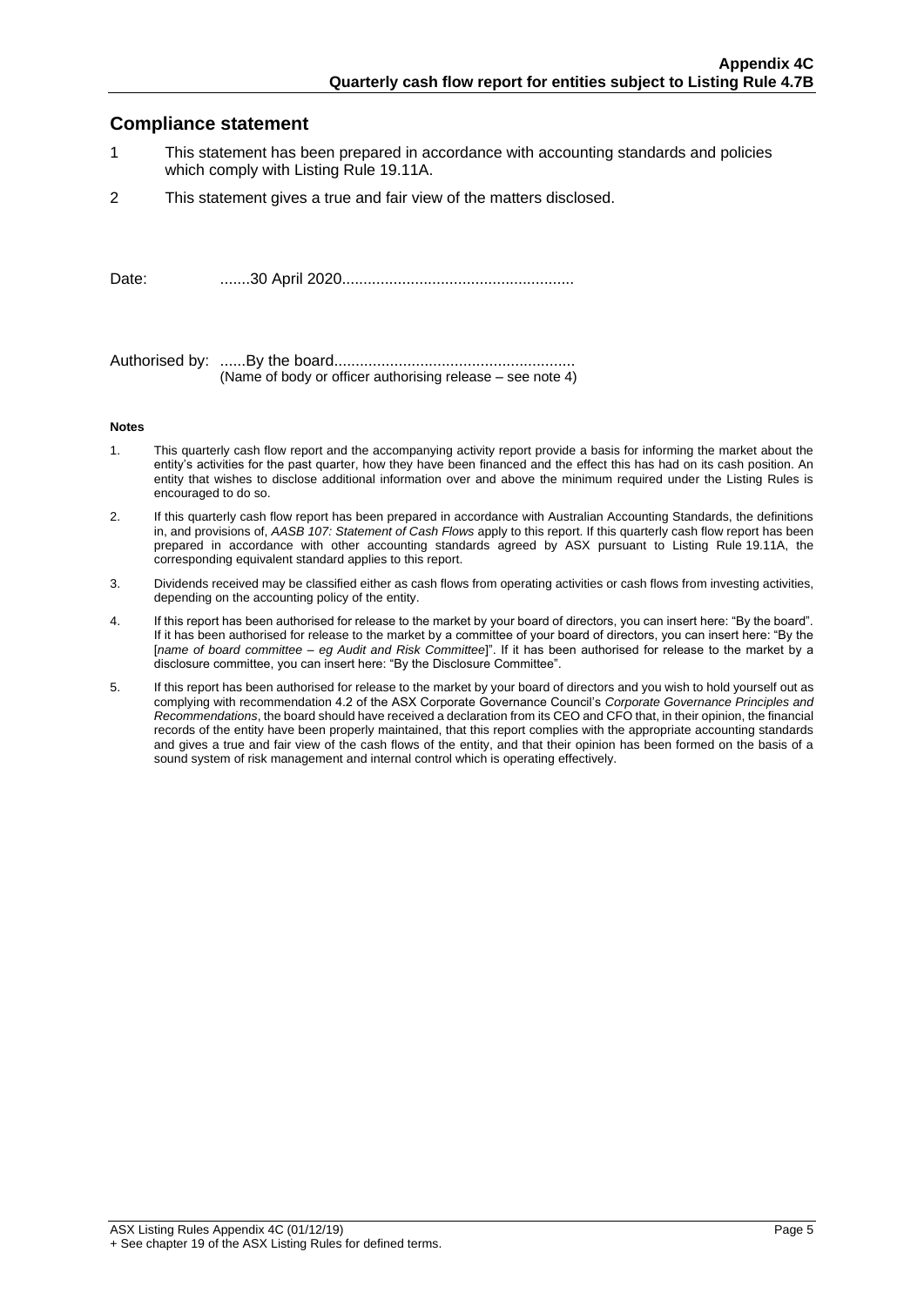## Compliance statement

1 This statement has been prepared in accordance with accounting standards and policies which comply with Listing Rule 19.11A.

2 This statement gives a true and fair view of the matters disclosed.

Date: .......30 April 2020.....................................................

Authorised by: ......By the board........................................................
(Name of body or officer authorising release – see note 4)

**Notes**

1. This quarterly cash flow report and the accompanying activity report provide a basis for informing the market about the entity's activities for the past quarter, how they have been financed and the effect this has had on its cash position. An entity that wishes to disclose additional information over and above the minimum required under the Listing Rules is encouraged to do so.
2. If this quarterly cash flow report has been prepared in accordance with Australian Accounting Standards, the definitions in, and provisions of, *AASB 107: Statement of Cash Flows* apply to this report. If this quarterly cash flow report has been prepared in accordance with other accounting standards agreed by ASX pursuant to Listing Rule 19.11A, the corresponding equivalent standard applies to this report.
3. Dividends received may be classified either as cash flows from operating activities or cash flows from investing activities, depending on the accounting policy of the entity.
4. If this report has been authorised for release to the market by your board of directors, you can insert here: "By the board". If it has been authorised for release to the market by a committee of your board of directors, you can insert here: "By the [*name of board committee – eg Audit and Risk Committee*]". If it has been authorised for release to the market by a disclosure committee, you can insert here: "By the Disclosure Committee".
5. If this report has been authorised for release to the market by your board of directors and you wish to hold yourself out as complying with recommendation 4.2 of the ASX Corporate Governance Council's *Corporate Governance Principles and Recommendations*, the board should have received a declaration from its CEO and CFO that, in their opinion, the financial records of the entity have been properly maintained, that this report complies with the appropriate accounting standards and gives a true and fair view of the cash flows of the entity, and that their opinion has been formed on the basis of a sound system of risk management and internal control which is operating effectively.